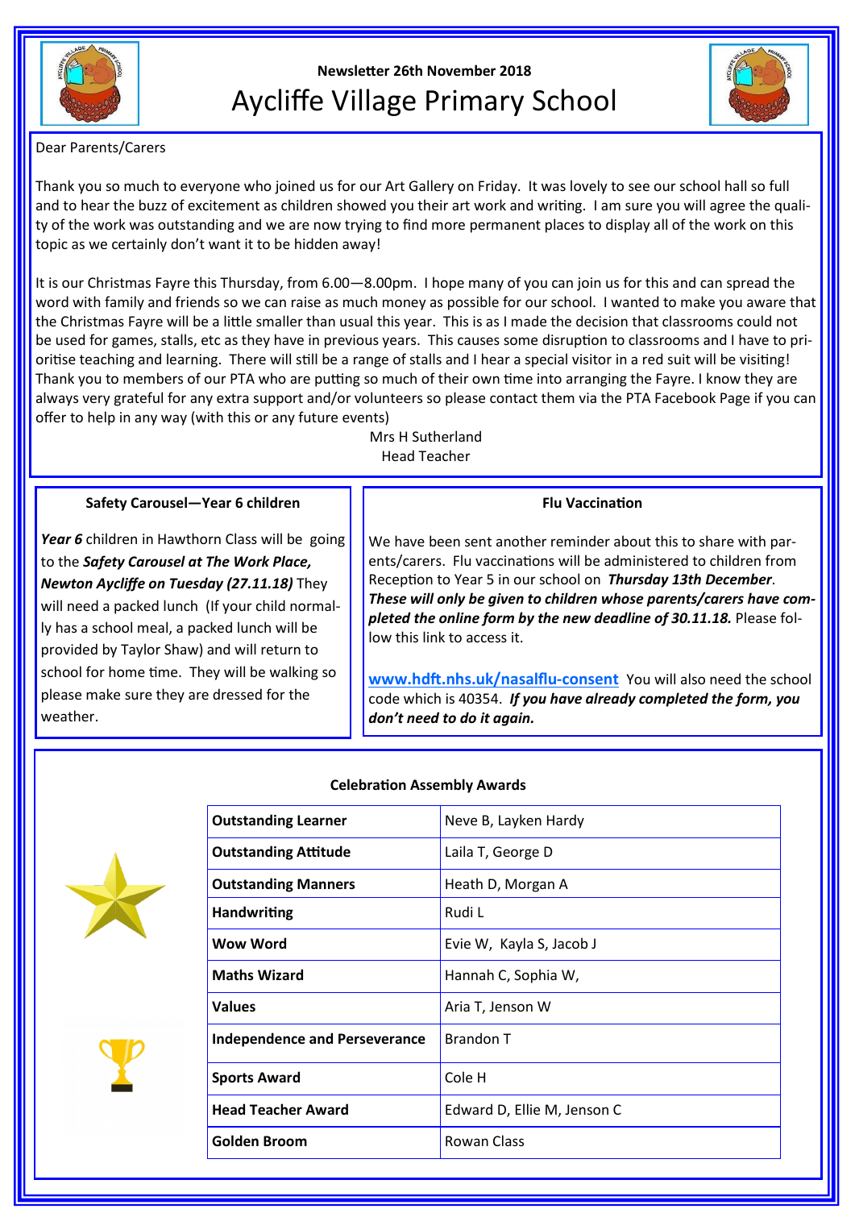Newsletter 26th November 2018

# Aycliffe Village Primary School

Dear Parents/Carers

Thank you so much to everyone who joined us for our Art Gallery on Friday. It was lovely to see our school hall so full and to hear the buzz of excitement as children showed you their art work and writing. I am sure you will agree the quality of the work was outstanding and we are now trying to find more permanent places to display all of the work on this topic as we certainly don't want it to be hidden away!

It is our Christmas Fayre this Thursday, from 6.00—8.00pm. I hope many of you can join us for this and can spread the word with family and friends so we can raise as much money as possible for our school. I wanted to make you aware that the Christmas Fayre will be a little smaller than usual this year. This is as I made the decision that classrooms could not be used for games, stalls, etc as they have in previous years. This causes some disruption to classrooms and I have to prioritise teaching and learning. There will still be a range of stalls and I hear a special visitor in a red suit will be visiting! Thank you to members of our PTA who are putting so much of their own time into arranging the Fayre. I know they are always very grateful for any extra support and/or volunteers so please contact them via the PTA Facebook Page if you can offer to help in any way (with this or any future events)

Mrs H Sutherland
Head Teacher

### Safety Carousel—Year 6 children

***Year 6*** children in Hawthorn Class will be going to the ***Safety Carousel at The Work Place, Newton Aycliffe on Tuesday (27.11.18)*** They will need a packed lunch (If your child normally has a school meal, a packed lunch will be provided by Taylor Shaw) and will return to school for home time. They will be walking so please make sure they are dressed for the weather.

### Flu Vaccination

We have been sent another reminder about this to share with parents/carers. Flu vaccinations will be administered to children from Reception to Year 5 in our school on ***Thursday 13th December***. ***These will only be given to children whose parents/carers have completed the online form by the new deadline of 30.11.18.*** Please follow this link to access it.

**www.hdft.nhs.uk/nasalflu-consent** You will also need the school code which is 40354. ***If you have already completed the form, you don't need to do it again.***

### Celebration Assembly Awards

| Award | Recipients |
|---|---|
| **Outstanding Learner** | Neve B, Layken Hardy |
| **Outstanding Attitude** | Laila T, George D |
| **Outstanding Manners** | Heath D, Morgan A |
| **Handwriting** | Rudi L |
| **Wow Word** | Evie W, Kayla S, Jacob J |
| **Maths Wizard** | Hannah C, Sophia W, |
| **Values** | Aria T, Jenson W |
| **Independence and Perseverance** | Brandon T |
| **Sports Award** | Cole H |
| **Head Teacher Award** | Edward D, Ellie M, Jenson C |
| **Golden Broom** | Rowan Class |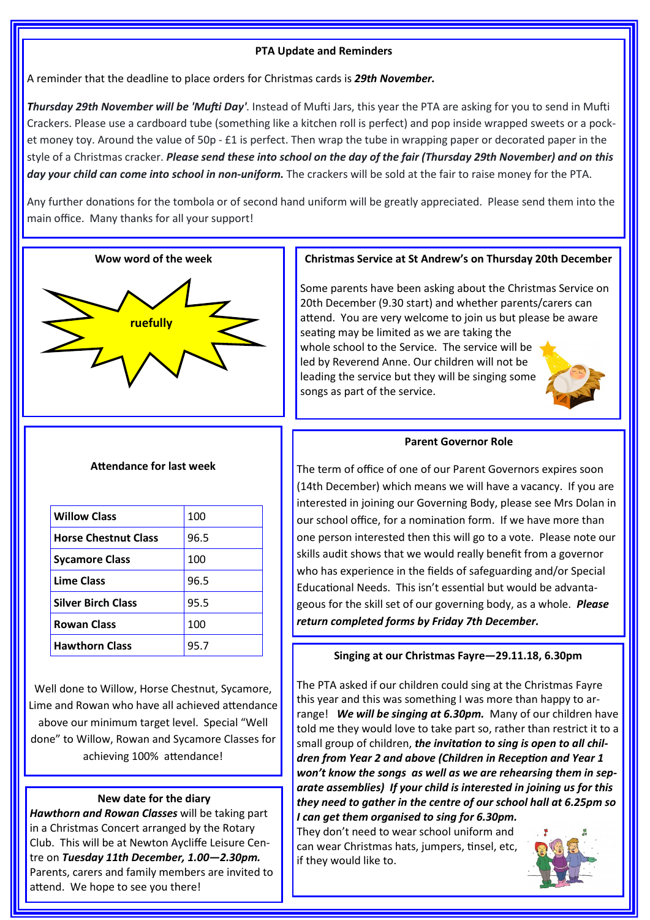## PTA Update and Reminders

A reminder that the deadline to place orders for Christmas cards is ***29th November.***

***Thursday 29th November will be 'Mufti Day'***. Instead of Mufti Jars, this year the PTA are asking for you to send in Mufti Crackers. Please use a cardboard tube (something like a kitchen roll is perfect) and pop inside wrapped sweets or a pocket money toy. Around the value of 50p - £1 is perfect. Then wrap the tube in wrapping paper or decorated paper in the style of a Christmas cracker. ***Please send these into school on the day of the fair (Thursday 29th November) and on this day your child can come into school in non-uniform.*** The crackers will be sold at the fair to raise money for the PTA.

Any further donations for the tombola or of second hand uniform will be greatly appreciated. Please send them into the main office. Many thanks for all your support!

## Wow word of the week

**ruefully**

## Attendance for last week

| | |
|---|---|
| **Willow Class** | 100 |
| **Horse Chestnut Class** | 96.5 |
| **Sycamore Class** | 100 |
| **Lime Class** | 96.5 |
| **Silver Birch Class** | 95.5 |
| **Rowan Class** | 100 |
| **Hawthorn Class** | 95.7 |

Well done to Willow, Horse Chestnut, Sycamore, Lime and Rowan who have all achieved attendance above our minimum target level. Special "Well done" to Willow, Rowan and Sycamore Classes for achieving 100% attendance!

## New date for the diary

***Hawthorn and Rowan Classes*** will be taking part in a Christmas Concert arranged by the Rotary Club. This will be at Newton Aycliffe Leisure Centre on ***Tuesday 11th December, 1.00—2.30pm.*** Parents, carers and family members are invited to attend. We hope to see you there!

## Christmas Service at St Andrew's on Thursday 20th December

Some parents have been asking about the Christmas Service on 20th December (9.30 start) and whether parents/carers can attend. You are very welcome to join us but please be aware seating may be limited as we are taking the whole school to the Service. The service will be led by Reverend Anne. Our children will not be leading the service but they will be singing some songs as part of the service.

## Parent Governor Role

The term of office of one of our Parent Governors expires soon (14th December) which means we will have a vacancy. If you are interested in joining our Governing Body, please see Mrs Dolan in our school office, for a nomination form. If we have more than one person interested then this will go to a vote. Please note our skills audit shows that we would really benefit from a governor who has experience in the fields of safeguarding and/or Special Educational Needs. This isn't essential but would be advantageous for the skill set of our governing body, as a whole. ***Please return completed forms by Friday 7th December.***

## Singing at our Christmas Fayre—29.11.18, 6.30pm

The PTA asked if our children could sing at the Christmas Fayre this year and this was something I was more than happy to arrange! ***We will be singing at 6.30pm.*** Many of our children have told me they would love to take part so, rather than restrict it to a small group of children, ***the invitation to sing is open to all children from Year 2 and above (Children in Reception and Year 1 won't know the songs as well as we are rehearsing them in separate assemblies) If your child is interested in joining us for this they need to gather in the centre of our school hall at 6.25pm so I can get them organised to sing for 6.30pm.***

They don't need to wear school uniform and can wear Christmas hats, jumpers, tinsel, etc, if they would like to.